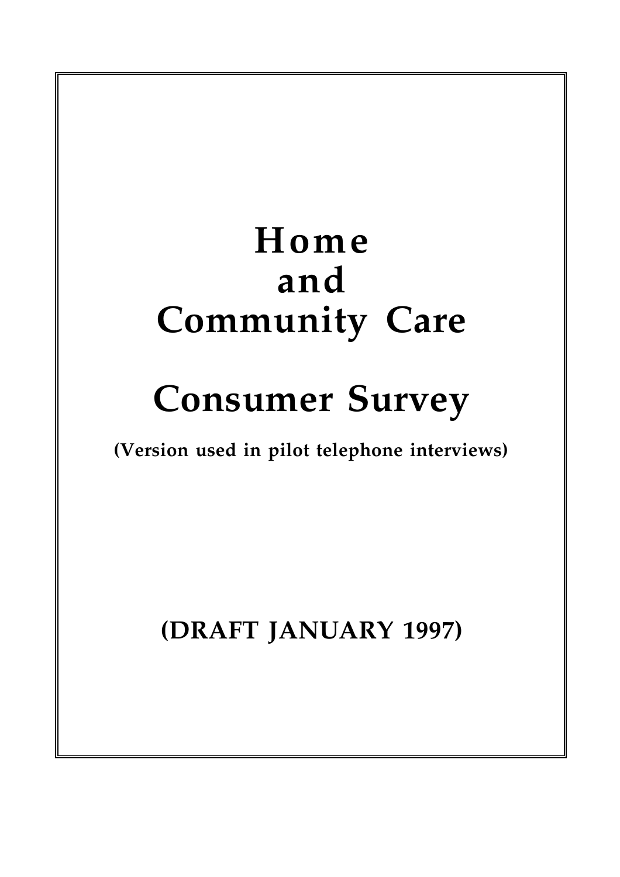# Home and Community Care

# Consumer Survey

**(Version used in pilot telephone interviews)**

**(DRAFT JANUARY 1997)**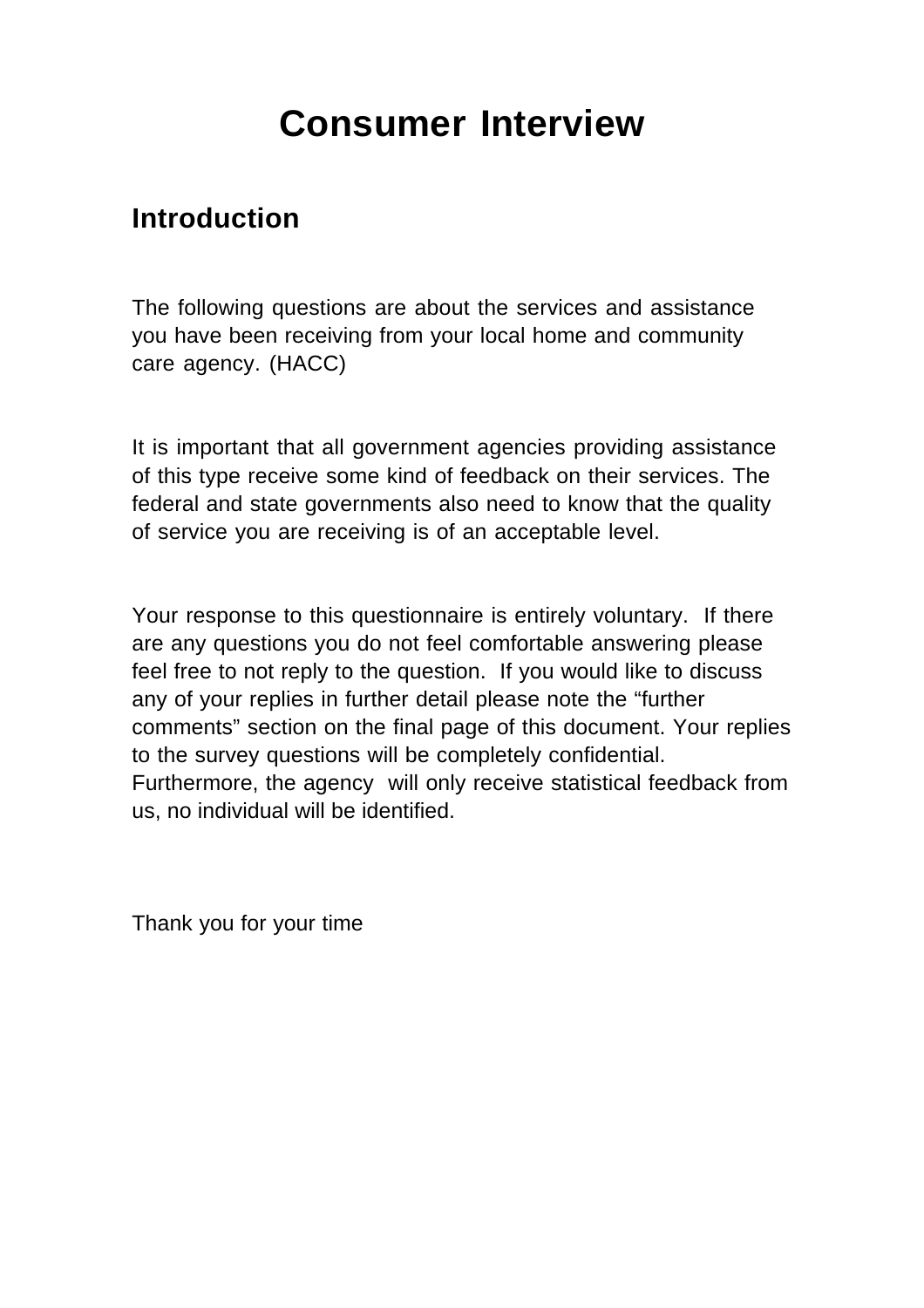# Consumer Interview

## Introduction

The following questions are about the services and assistance you have been receiving from your local home and community care agency. (HACC)

It is important that all government agencies providing assistance of this type receive some kind of feedback on their services. The federal and state governments also need to know that the quality of service you are receiving is of an acceptable level.

Your response to this questionnaire is entirely voluntary. If there are any questions you do not feel comfortable answering please feel free to not reply to the question. If you would like to discuss any of your replies in further detail please note the "further comments" section on the final page of this document. Your replies to the survey questions will be completely confidential. Furthermore, the agency will only receive statistical feedback from us, no individual will be identified.

Thank you for your time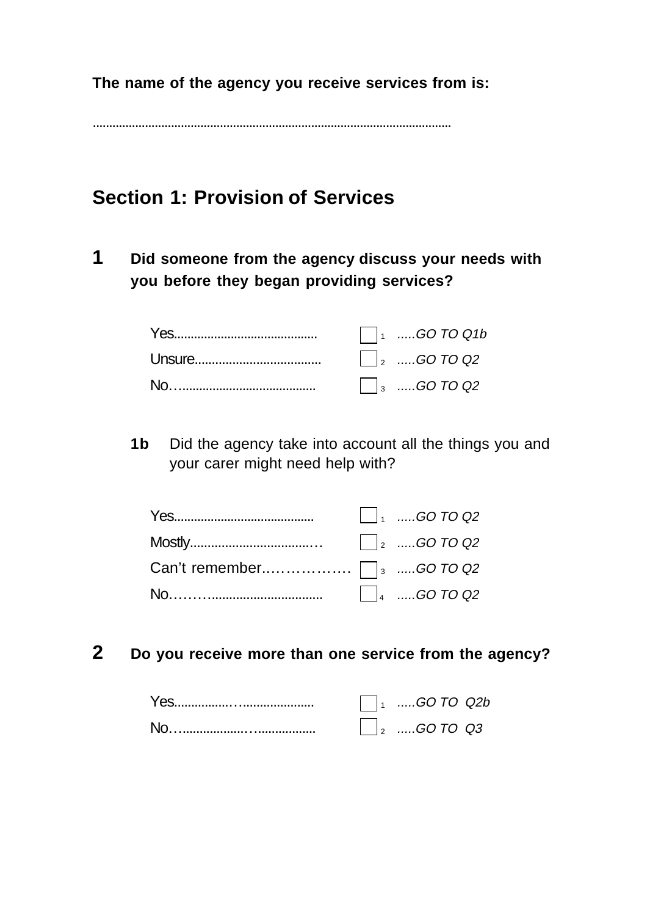**The name of the agency you receive services from is:**

............................................................................................................

## Section 1: Provision of Services

**1 Did someone from the agency discuss your needs with you before they began providing services?**

| | | |
|---|---|---|
| Yes.......................................... | ☐ 1 | *.....GO TO Q1b* |
| Unsure.................................... | ☐ 2 | *.....GO TO Q2* |
| No…....................................... | ☐ 3 | *.....GO TO Q2* |

**1b** Did the agency take into account all the things you and your carer might need help with?

| | | |
|---|---|---|
| Yes......................................... | ☐ 1 | *.....GO TO Q2* |
| Mostly...................................… | ☐ 2 | *.....GO TO Q2* |
| Can't remember.……………. | ☐ 3 | *.....GO TO Q2* |
| No.……….............................. | ☐ 4 | *.....GO TO Q2* |

**2 Do you receive more than one service from the agency?**

| | | |
|---|---|---|
| Yes................…..................... | ☐ 1 | *.....GO TO Q2b* |
| No…...................…................. | ☐ 2 | *.....GO TO Q3* |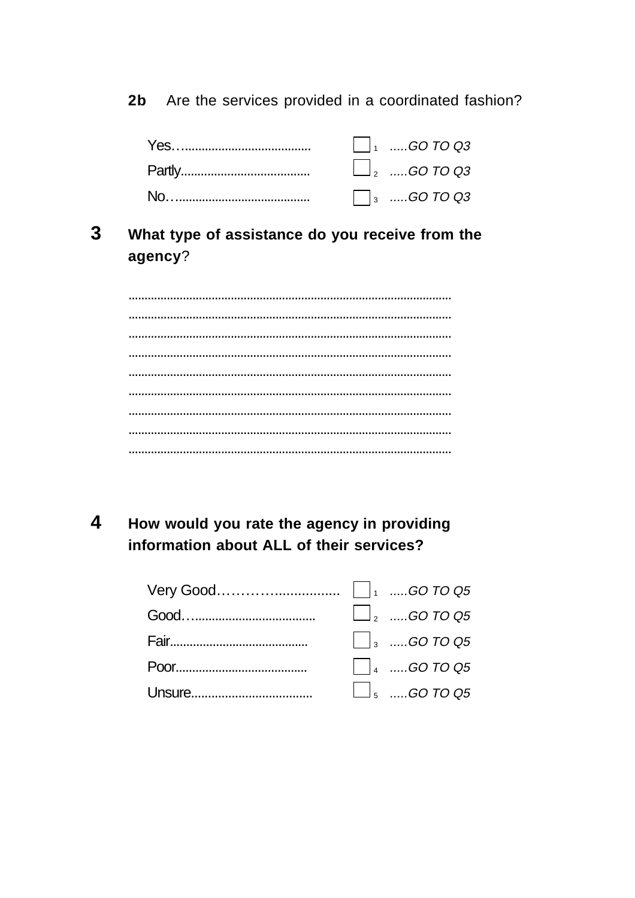**2b** Are the services provided in a coordinated fashion?

| | | |
|---|---|---|
| Yes…...................................... | ☐ 1 | *.....GO TO Q3* |
| Partly...................................... | ☐ 2 | *.....GO TO Q3* |
| No…....................................... | ☐ 3 | *.....GO TO Q3* |

**3** **What type of assistance do you receive from the agency**?

..................................................................................................

..................................................................................................

..................................................................................................

..................................................................................................

..................................................................................................

..................................................................................................

..................................................................................................

..................................................................................................

..................................................................................................

**4** **How would you rate the agency in providing information about ALL of their services?**

| | | |
|---|---|---|
| Very Good…………................ | ☐ 1 | *.....GO TO Q5* |
| Good…..................................... | ☐ 2 | *.....GO TO Q5* |
| Fair.......................................... | ☐ 3 | *.....GO TO Q5* |
| Poor......................................... | ☐ 4 | *.....GO TO Q5* |
| Unsure.................................... | ☐ 5 | *.....GO TO Q5* |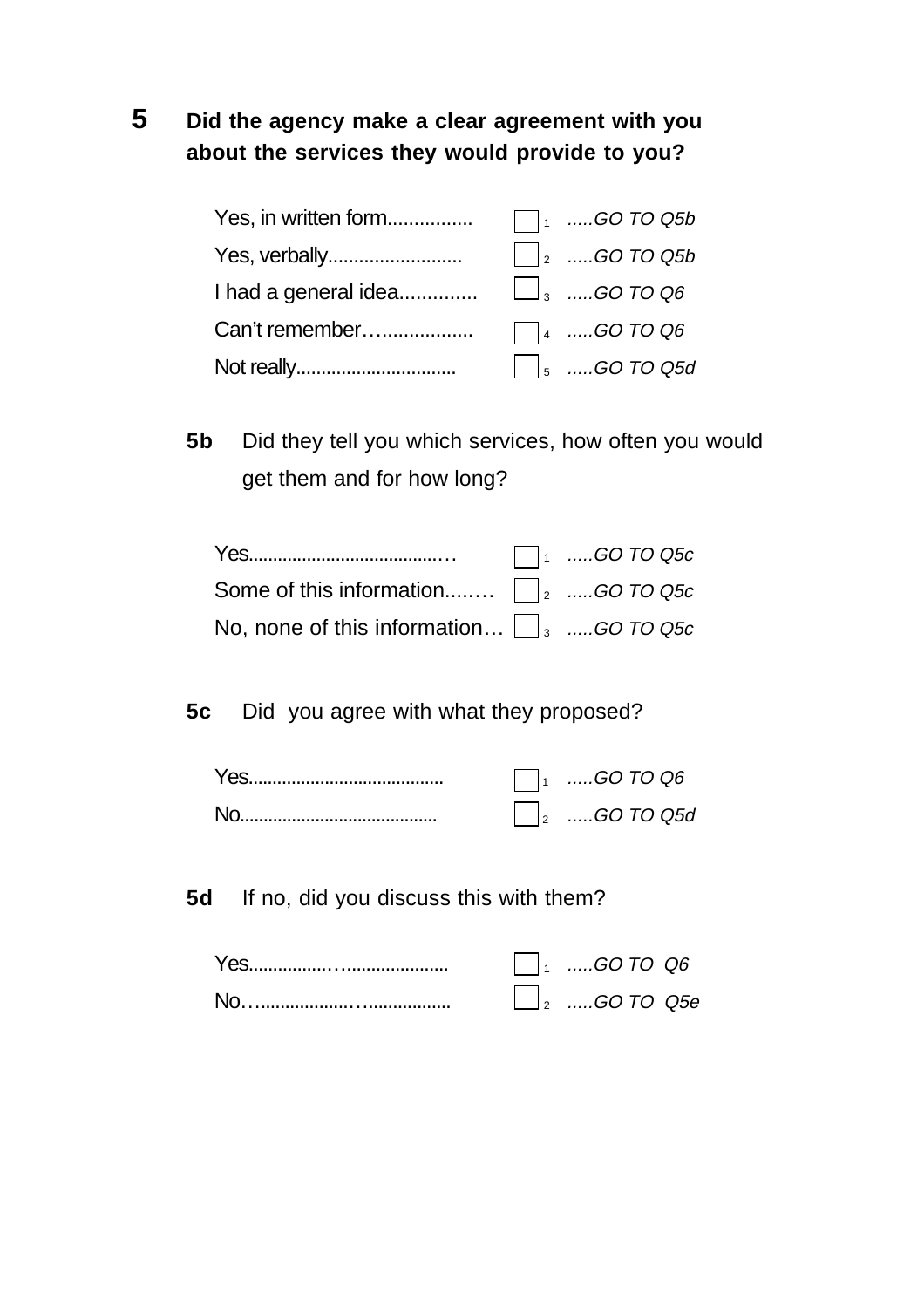**5** **Did the agency make a clear agreement with you about the services they would provide to you?**

| | | |
|---|---|---|
| Yes, in written form................ | ☐ 1 | *.....GO TO Q5b* |
| Yes, verbally.......................... | ☐ 2 | *.....GO TO Q5b* |
| I had a general idea............. | ☐ 3 | *.....GO TO Q6* |
| Can't remember….................. | ☐ 4 | *.....GO TO Q6* |
| Not really................................ | ☐ 5 | *.....GO TO Q5d* |

**5b** Did they tell you which services, how often you would get them and for how long?

| | | |
|---|---|---|
| Yes.......................................… | ☐ 1 | *.....GO TO Q5c* |
| Some of this information....… | ☐ 2 | *.....GO TO Q5c* |
| No, none of this information… | ☐ 3 | *.....GO TO Q5c* |

**5c** Did you agree with what they proposed?

| | | |
|---|---|---|
| Yes........................................ | ☐ 1 | *.....GO TO Q6* |
| No......................................... | ☐ 2 | *.....GO TO Q5d* |

**5d** If no, did you discuss this with them?

| | | |
|---|---|---|
| Yes................…..................... | ☐ 1 | *.....GO TO Q6* |
| No…...................…................ | ☐ 2 | *.....GO TO Q5e* |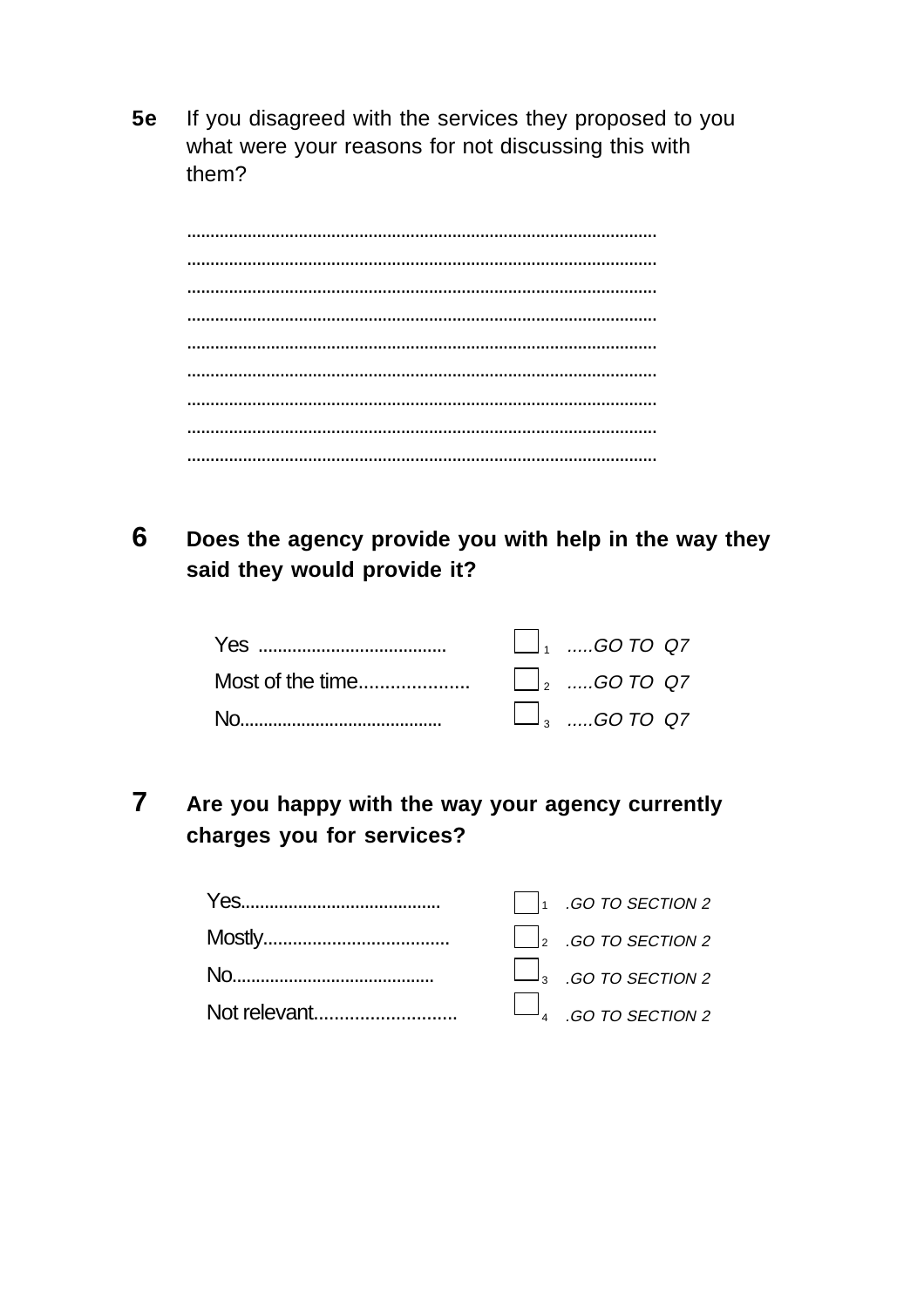**5e** If you disagreed with the services they proposed to you what were your reasons for not discussing this with them?

..................................................................................................
..................................................................................................
..................................................................................................
..................................................................................................
..................................................................................................
..................................................................................................
..................................................................................................
..................................................................................................
..................................................................................................

**6** **Does the agency provide you with help in the way they said they would provide it?**

| | | |
|---|---|---|
| Yes ...................................... | ☐ 1 | *.....GO TO Q7* |
| Most of the time.................... | ☐ 2 | *.....GO TO Q7* |
| No.......................................... | ☐ 3 | *.....GO TO Q7* |

**7** **Are you happy with the way your agency currently charges you for services?**

| | | |
|---|---|---|
| Yes......................................... | ☐ 1 | *.GO TO SECTION 2* |
| Mostly...................................... | ☐ 2 | *.GO TO SECTION 2* |
| No.......................................... | ☐ 3 | *.GO TO SECTION 2* |
| Not relevant............................ | ☐ 4 | *.GO TO SECTION 2* |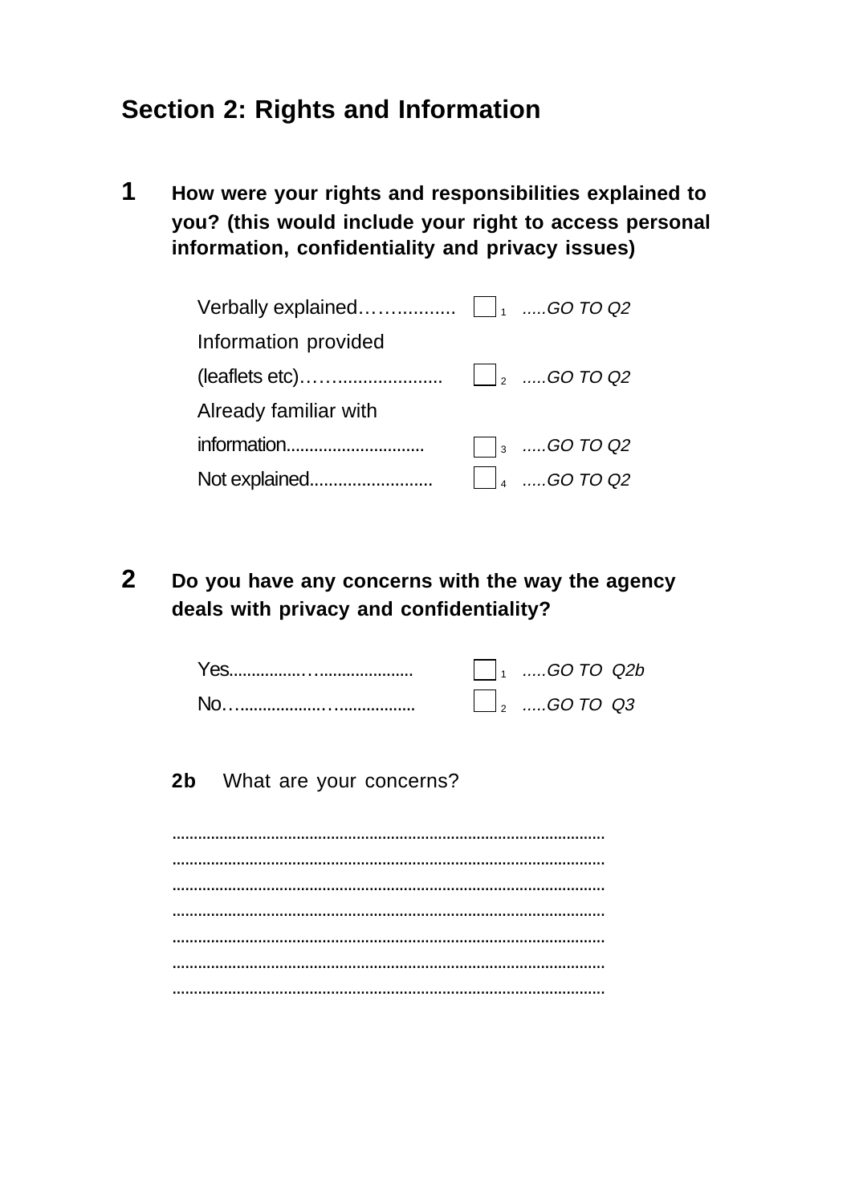## Section 2: Rights and Information

**1 How were your rights and responsibilities explained to you? (this would include your right to access personal information, confidentiality and privacy issues)**

| | | |
|---|---|---|
| Verbally explained……........... | ☐ 1 | *.....GO TO Q2* |
| Information provided (leaflets etc)………..................... | ☐ 2 | *.....GO TO Q2* |
| Already familiar with information.............................. | ☐ 3 | *.....GO TO Q2* |
| Not explained.......................... | ☐ 4 | *.....GO TO Q2* |

**2 Do you have any concerns with the way the agency deals with privacy and confidentiality?**

| | | |
|---|---|---|
| Yes................…...................... | ☐ 1 | *.....GO TO Q2b* |
| No…..................….................. | ☐ 2 | *.....GO TO Q3* |

**2b** What are your concerns?

...................................................................................................
...................................................................................................
...................................................................................................
...................................................................................................
...................................................................................................
...................................................................................................
...................................................................................................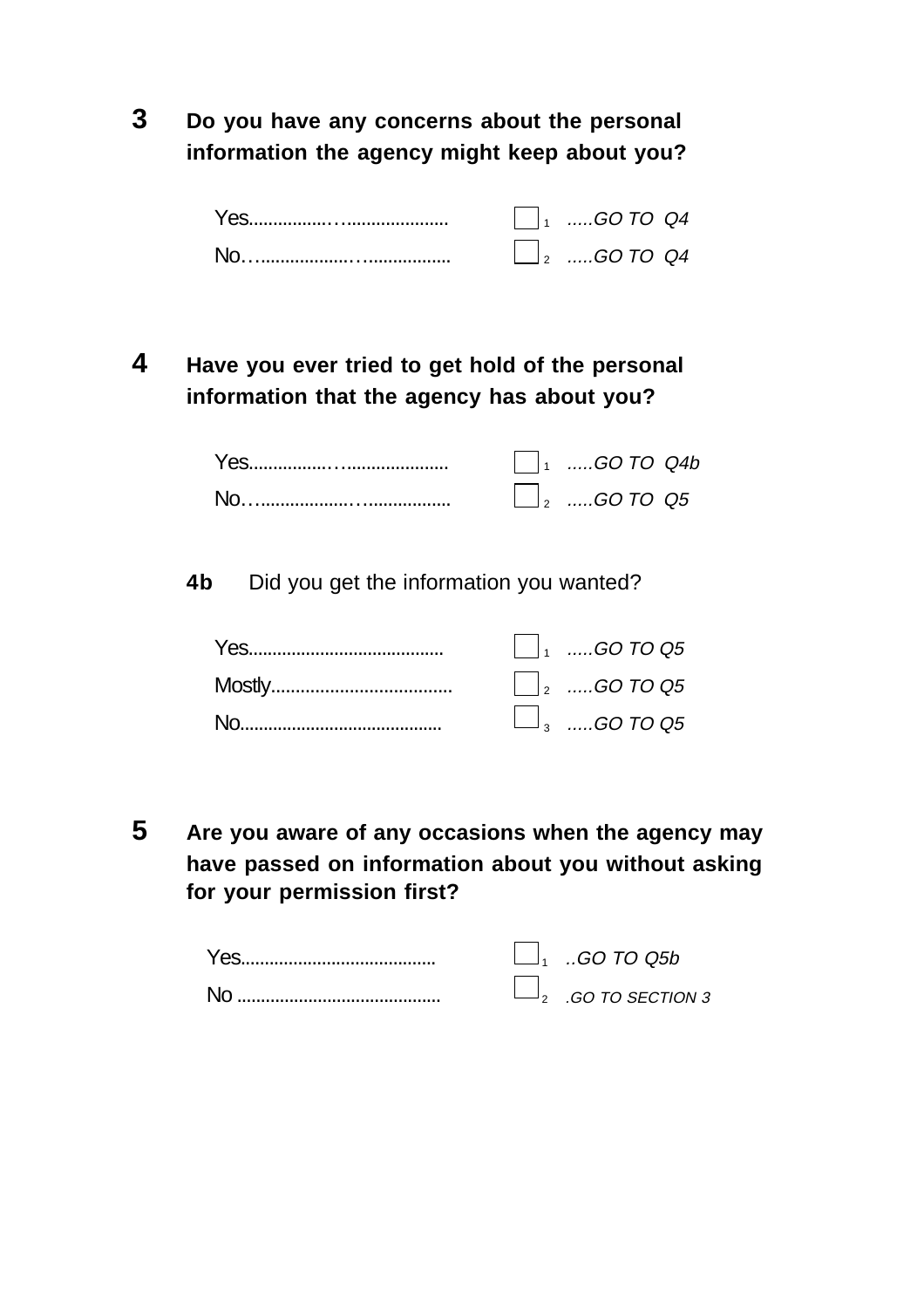**3** **Do you have any concerns about the personal information the agency might keep about you?**

| | | |
|---|---|---|
| Yes.................................... | ☐ 1 | *.....GO TO Q4* |
| No........................................ | ☐ 2 | *.....GO TO Q4* |

**4** **Have you ever tried to get hold of the personal information that the agency has about you?**

| | | |
|---|---|---|
| Yes.................................... | ☐ 1 | *.....GO TO Q4b* |
| No........................................ | ☐ 2 | *.....GO TO Q5* |

**4b** Did you get the information you wanted?

| | | |
|---|---|---|
| Yes........................................ | ☐ 1 | *.....GO TO Q5* |
| Mostly.................................... | ☐ 2 | *.....GO TO Q5* |
| No.......................................... | ☐ 3 | *.....GO TO Q5* |

**5** **Are you aware of any occasions when the agency may have passed on information about you without asking for your permission first?**

| | | |
|---|---|---|
| Yes........................................ | ☐ 1 | *..GO TO Q5b* |
| No .......................................... | ☐ 2 | *.GO TO SECTION 3* |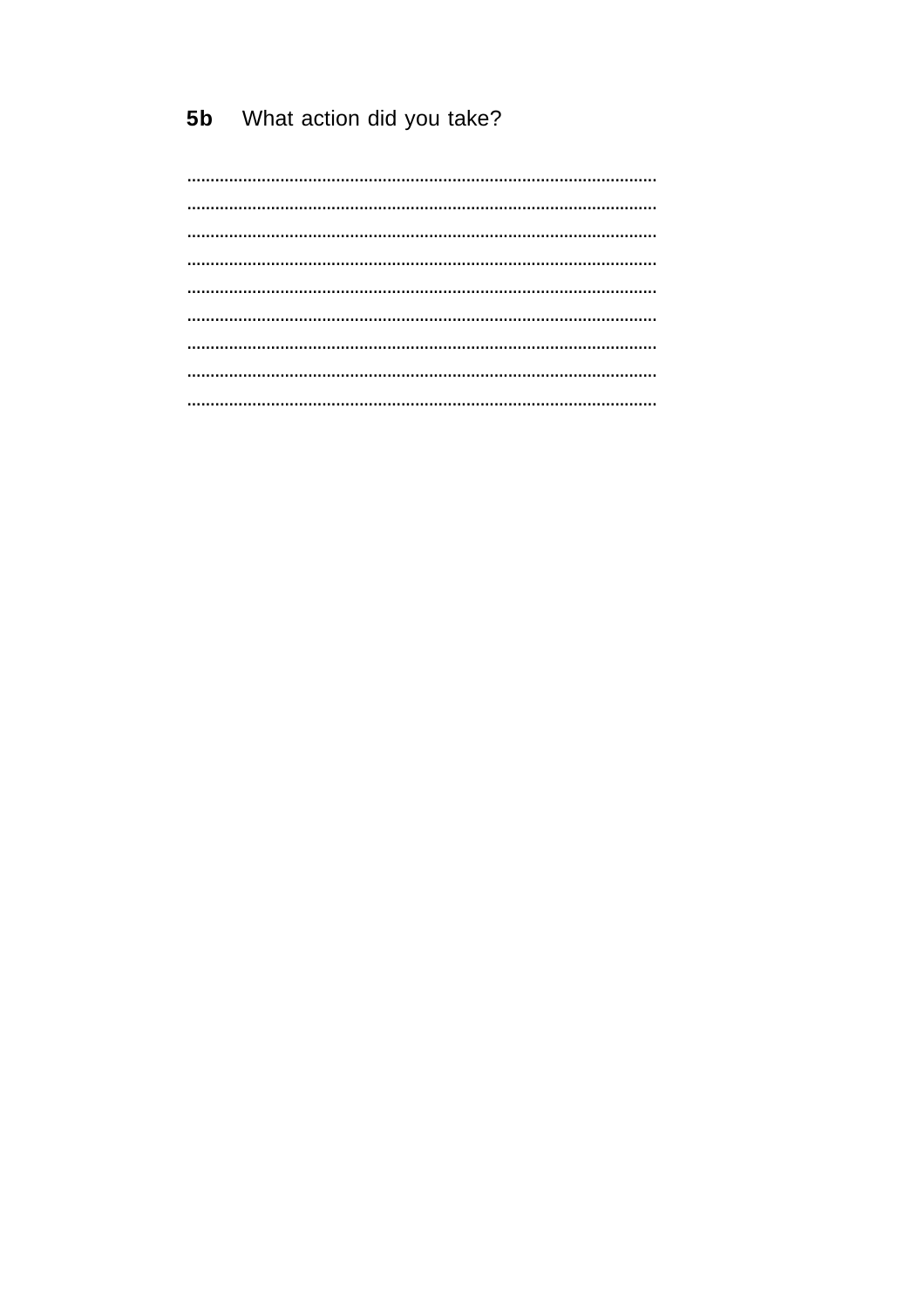**5b** What action did you take?

....................................................................................................

....................................................................................................

....................................................................................................

....................................................................................................

....................................................................................................

....................................................................................................

....................................................................................................

....................................................................................................

....................................................................................................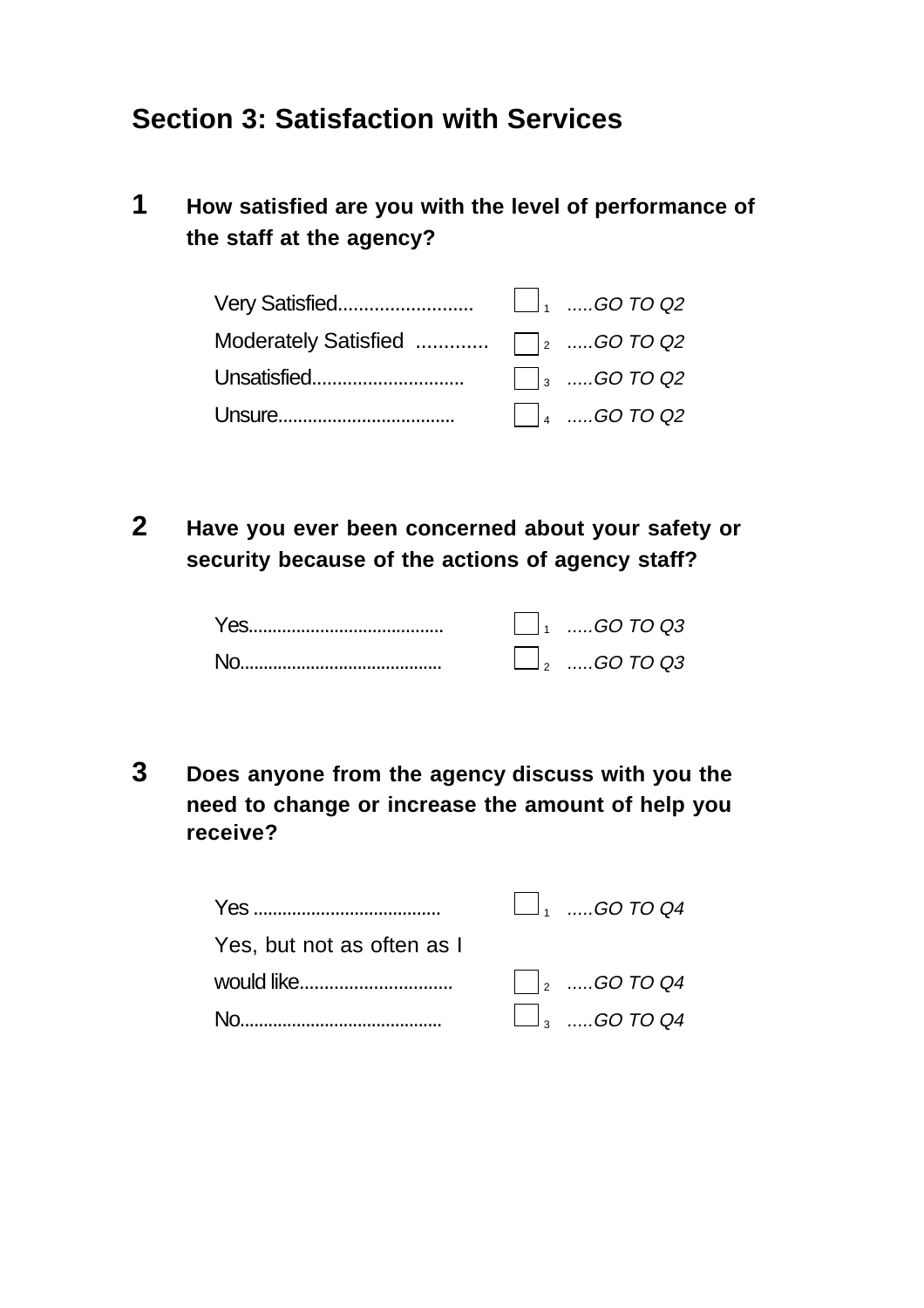## Section 3: Satisfaction with Services

**1 How satisfied are you with the level of performance of the staff at the agency?**

| | | |
|---|---|---|
| Very Satisfied.......................... | ☐ 1 | *.....GO TO Q2* |
| Moderately Satisfied ............ | ☐ 2 | *.....GO TO Q2* |
| Unsatisfied.............................. | ☐ 3 | *.....GO TO Q2* |
| Unsure.................................... | ☐ 4 | *.....GO TO Q2* |

**2 Have you ever been concerned about your safety or security because of the actions of agency staff?**

| | | |
|---|---|---|
| Yes......................................... | ☐ 1 | *.....GO TO Q3* |
| No.......................................... | ☐ 2 | *.....GO TO Q3* |

**3 Does anyone from the agency discuss with you the need to change or increase the amount of help you receive?**

| | | |
|---|---|---|
| Yes ....................................... | ☐ 1 | *.....GO TO Q4* |
| Yes, but not as often as I would like.............................. | ☐ 2 | *.....GO TO Q4* |
| No.......................................... | ☐ 3 | *.....GO TO Q4* |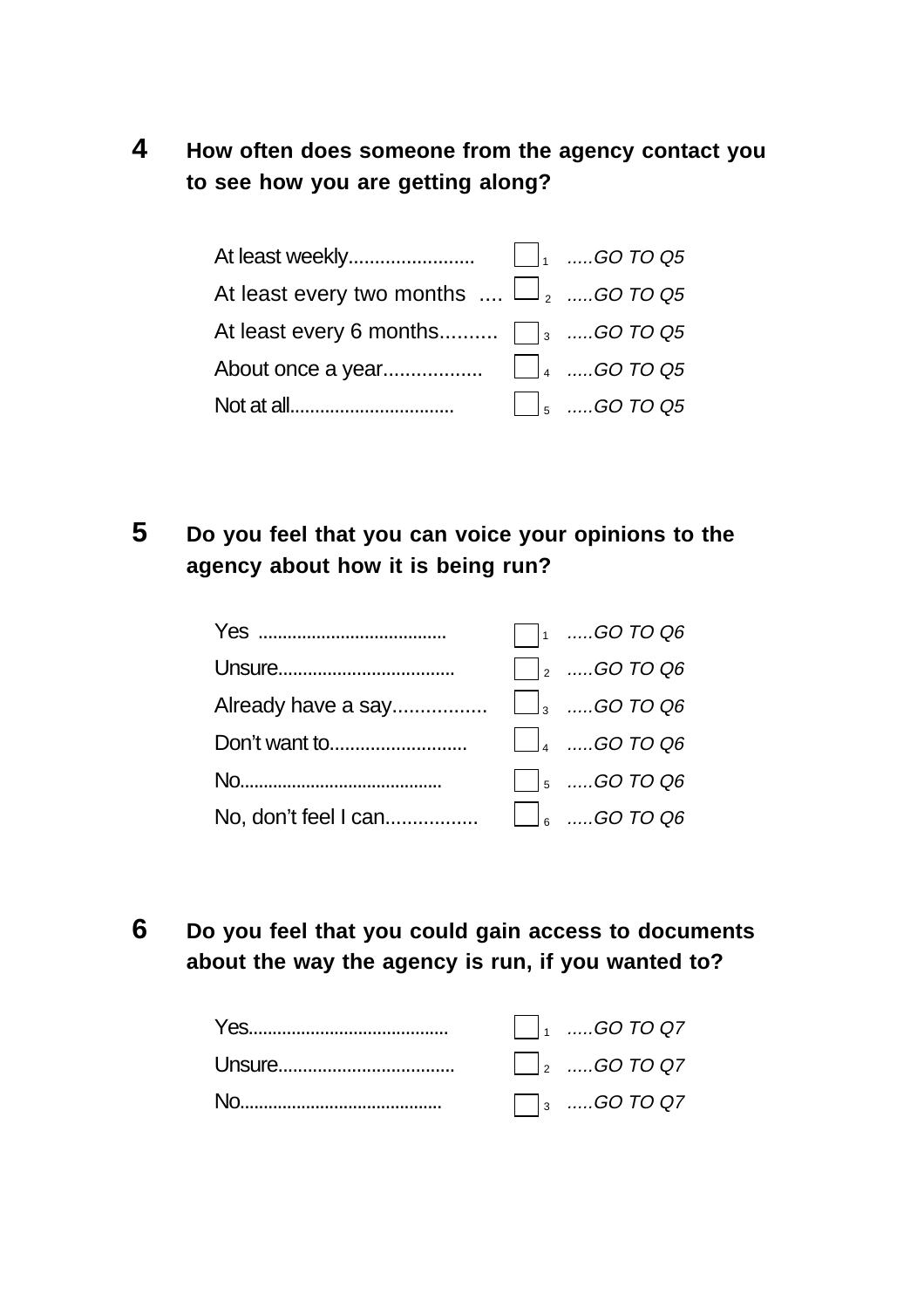**4** **How often does someone from the agency contact you to see how you are getting along?**

| | | |
|---|---|---|
| At least weekly........................ | ☐ 1 | *.....GO TO Q5* |
| At least every two months .... | ☐ 2 | *.....GO TO Q5* |
| At least every 6 months.......... | ☐ 3 | *.....GO TO Q5* |
| About once a year.................. | ☐ 4 | *.....GO TO Q5* |
| Not at all................................ | ☐ 5 | *.....GO TO Q5* |

**5** **Do you feel that you can voice your opinions to the agency about how it is being run?**

| | | |
|---|---|---|
| Yes ...................................... | ☐ 1 | *.....GO TO Q6* |
| Unsure................................... | ☐ 2 | *.....GO TO Q6* |
| Already have a say................. | ☐ 3 | *.....GO TO Q6* |
| Don't want to........................... | ☐ 4 | *.....GO TO Q6* |
| No.......................................... | ☐ 5 | *.....GO TO Q6* |
| No, don't feel I can................. | ☐ 6 | *.....GO TO Q6* |

**6** **Do you feel that you could gain access to documents about the way the agency is run, if you wanted to?**

| | | |
|---|---|---|
| Yes......................................... | ☐ 1 | *.....GO TO Q7* |
| Unsure................................... | ☐ 2 | *.....GO TO Q7* |
| No.......................................... | ☐ 3 | *.....GO TO Q7* |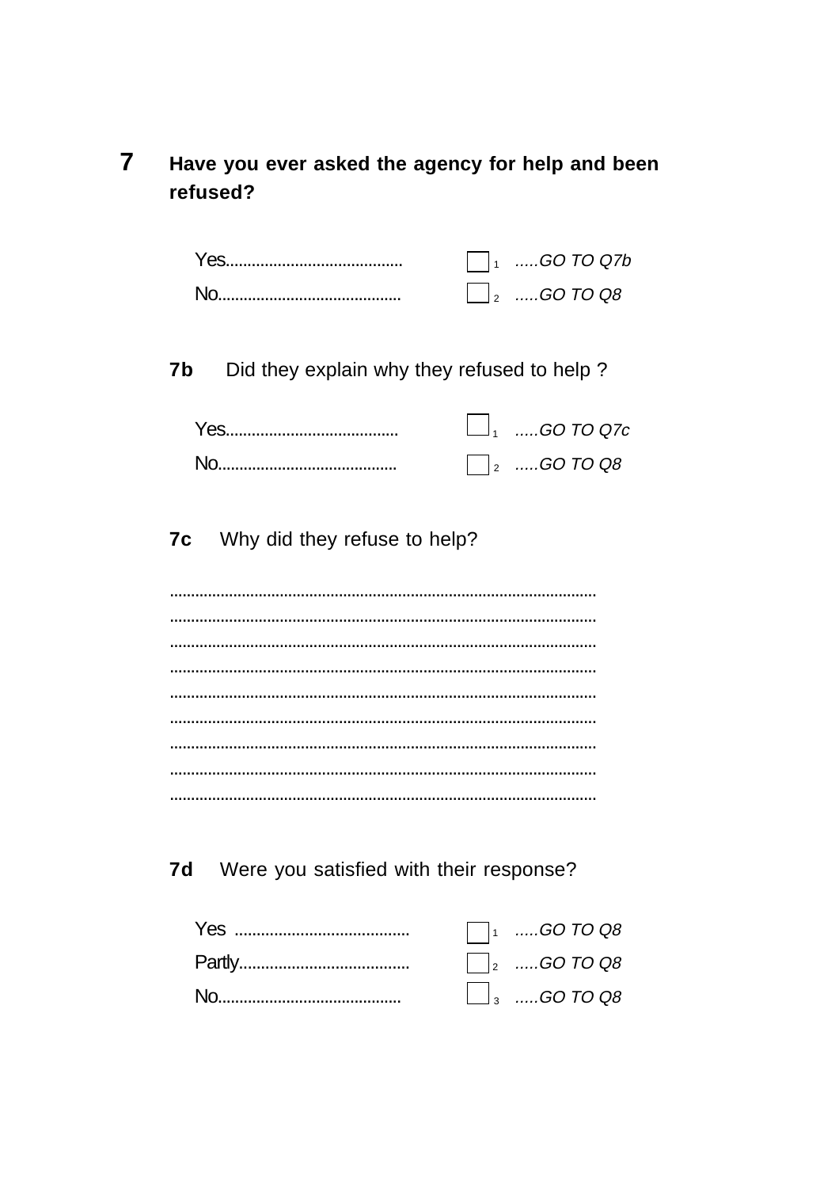**7** **Have you ever asked the agency for help and been refused?**

| | | |
|---|---|---|
| Yes......................................... | ☐ 1 | *.....GO TO Q7b* |
| No.......................................... | ☐ 2 | *.....GO TO Q8* |

**7b** Did they explain why they refused to help ?

| | | |
|---|---|---|
| Yes........................................ | ☐ 1 | *.....GO TO Q7c* |
| No.......................................... | ☐ 2 | *.....GO TO Q8* |

**7c** Why did they refuse to help?

...................................................................................................
...................................................................................................
...................................................................................................
...................................................................................................
...................................................................................................
...................................................................................................
...................................................................................................
...................................................................................................
...................................................................................................

**7d** Were you satisfied with their response?

| | | |
|---|---|---|
| Yes ........................................ | ☐ 1 | *.....GO TO Q8* |
| Partly....................................... | ☐ 2 | *.....GO TO Q8* |
| No.......................................... | ☐ 3 | *.....GO TO Q8* |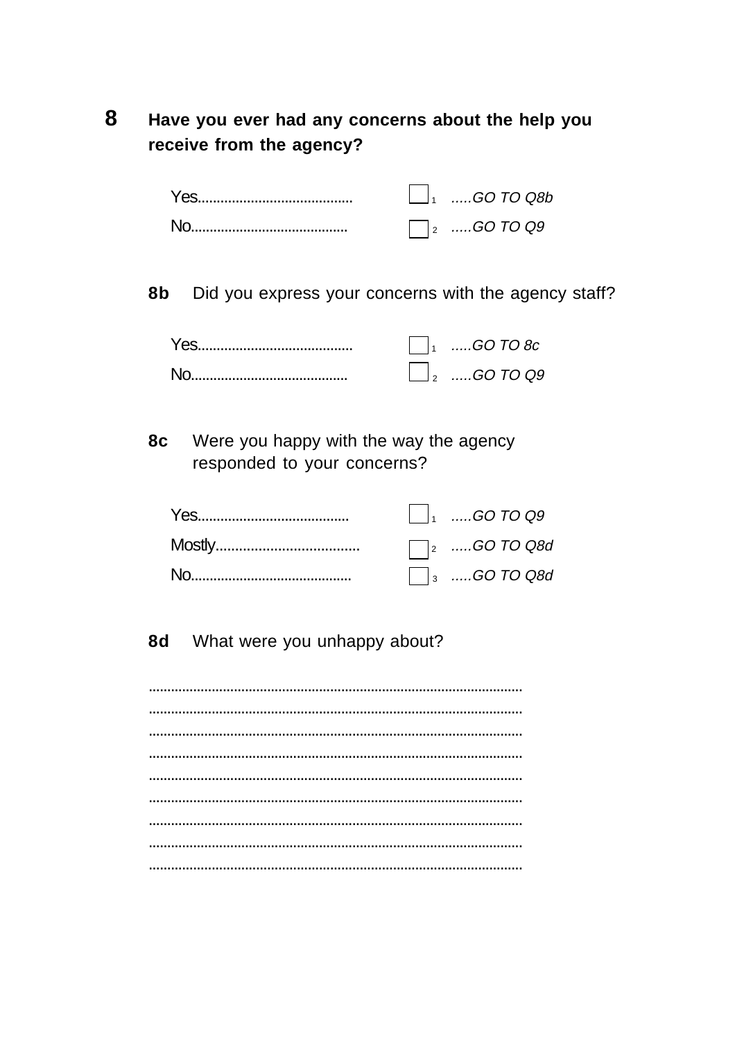**8** **Have you ever had any concerns about the help you receive from the agency?**

| | | |
|---|---|---|
| Yes........................................ | ☐ 1 | *.....GO TO Q8b* |
| No......................................... | ☐ 2 | *.....GO TO Q9* |

**8b** Did you express your concerns with the agency staff?

| | | |
|---|---|---|
| Yes........................................ | ☐ 1 | *.....GO TO 8c* |
| No......................................... | ☐ 2 | *.....GO TO Q9* |

**8c** Were you happy with the way the agency responded to your concerns?

| | | |
|---|---|---|
| Yes....................................... | ☐ 1 | *.....GO TO Q9* |
| Mostly.................................... | ☐ 2 | *.....GO TO Q8d* |
| No......................................... | ☐ 3 | *.....GO TO Q8d* |

**8d** What were you unhappy about?

...................................................................................................
...................................................................................................
...................................................................................................
...................................................................................................
...................................................................................................
...................................................................................................
...................................................................................................
...................................................................................................
...................................................................................................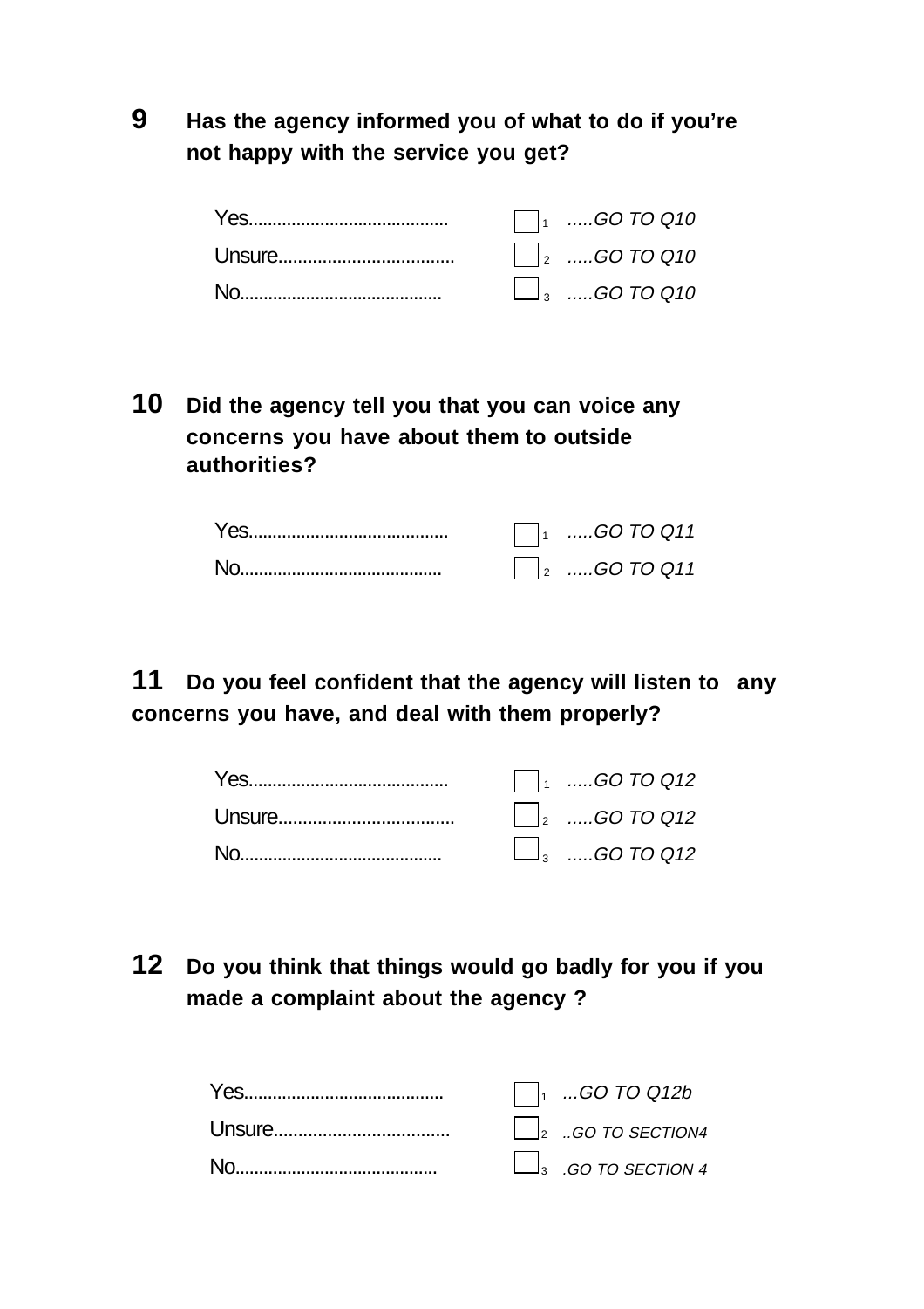**9** **Has the agency informed you of what to do if you're not happy with the service you get?**

| | | |
|---|---|---|
| Yes.......................................... | ☐ 1 | *.....GO TO Q10* |
| Unsure.................................... | ☐ 2 | *.....GO TO Q10* |
| No........................................... | ☐ 3 | *.....GO TO Q10* |

**10** **Did the agency tell you that you can voice any concerns you have about them to outside authorities?**

| | | |
|---|---|---|
| Yes.......................................... | ☐ 1 | *.....GO TO Q11* |
| No........................................... | ☐ 2 | *.....GO TO Q11* |

**11** **Do you feel confident that the agency will listen to any concerns you have, and deal with them properly?**

| | | |
|---|---|---|
| Yes.......................................... | ☐ 1 | *.....GO TO Q12* |
| Unsure.................................... | ☐ 2 | *.....GO TO Q12* |
| No........................................... | ☐ 3 | *.....GO TO Q12* |

**12** **Do you think that things would go badly for you if you made a complaint about the agency ?**

| | | |
|---|---|---|
| Yes.......................................... | ☐ 1 | *...GO TO Q12b* |
| Unsure.................................... | ☐ 2 | *..GO TO SECTION4* |
| No........................................... | ☐ 3 | *.GO TO SECTION 4* |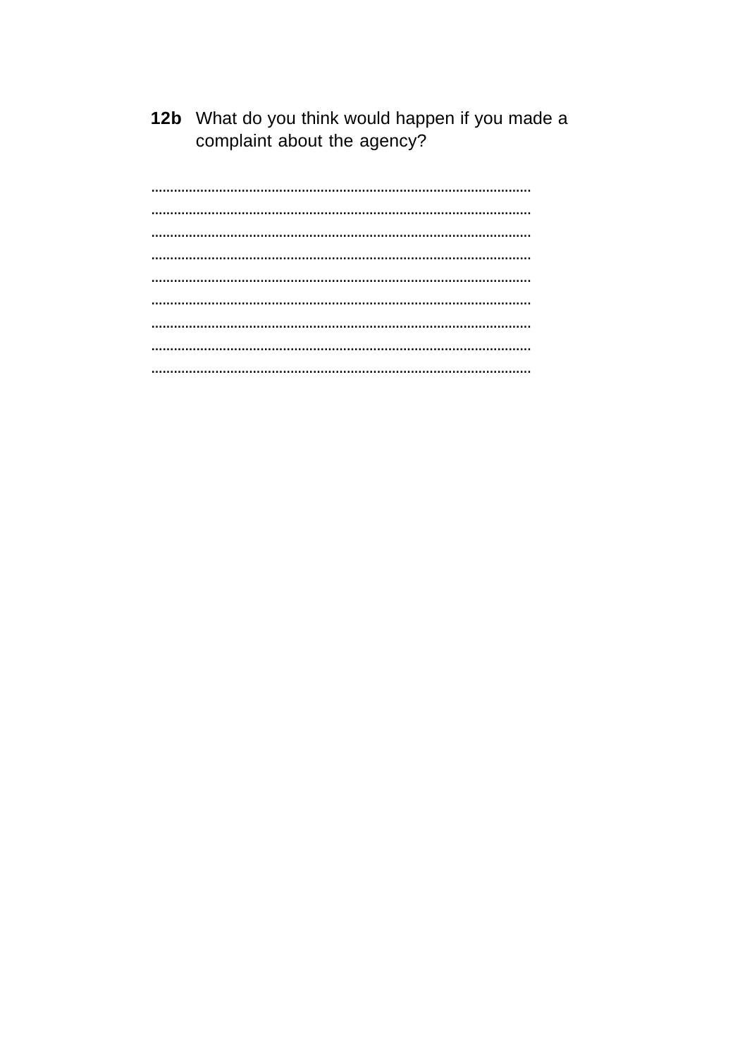**12b** What do you think would happen if you made a complaint about the agency?

....................................................................................................

....................................................................................................

....................................................................................................

....................................................................................................

....................................................................................................

....................................................................................................

....................................................................................................

....................................................................................................

....................................................................................................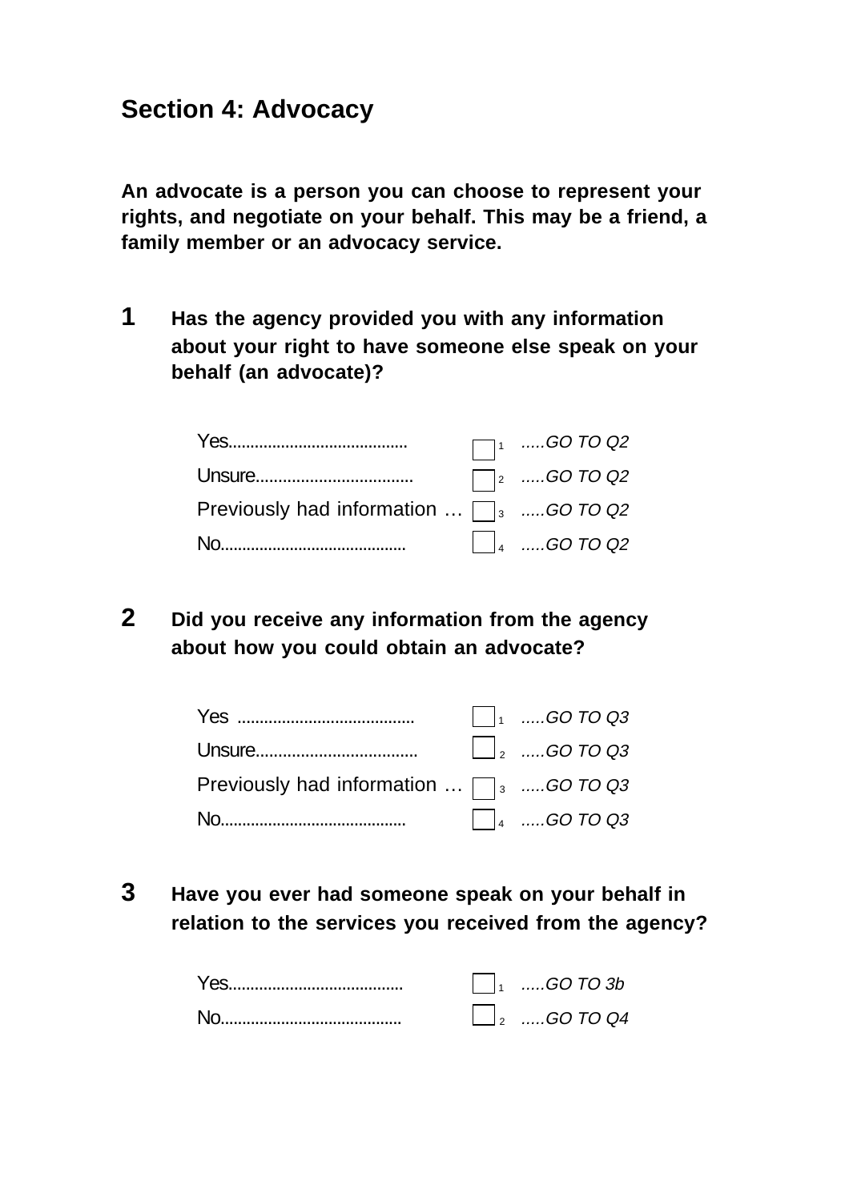## Section 4: Advocacy

**An advocate is a person you can choose to represent your rights, and negotiate on your behalf. This may be a friend, a family member or an advocacy service.**

**1 Has the agency provided you with any information about your right to have someone else speak on your behalf (an advocate)?**

| | | |
|---|---|---|
| Yes......................................... | ☐ 1 | *.....GO TO Q2* |
| Unsure................................... | ☐ 2 | *.....GO TO Q2* |
| Previously had information … | ☐ 3 | *.....GO TO Q2* |
| No........................................... | ☐ 4 | *.....GO TO Q2* |

**2 Did you receive any information from the agency about how you could obtain an advocate?**

| | | |
|---|---|---|
| Yes ........................................ | ☐ 1 | *.....GO TO Q3* |
| Unsure.................................... | ☐ 2 | *.....GO TO Q3* |
| Previously had information … | ☐ 3 | *.....GO TO Q3* |
| No........................................... | ☐ 4 | *.....GO TO Q3* |

**3 Have you ever had someone speak on your behalf in relation to the services you received from the agency?**

| | | |
|---|---|---|
| Yes........................................ | ☐ 1 | *.....GO TO 3b* |
| No.......................................... | ☐ 2 | *.....GO TO Q4* |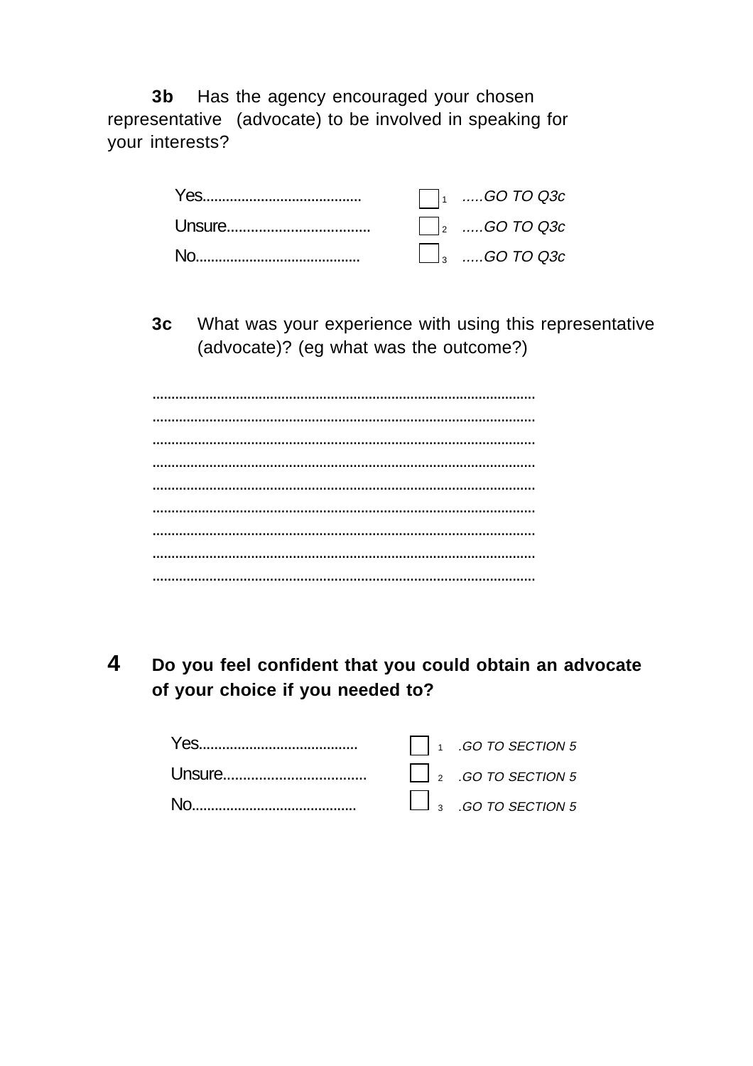**3b** Has the agency encouraged your chosen representative (advocate) to be involved in speaking for your interests?

| | | |
|---|---|---|
| Yes........................................ | ☐ 1 | .....*GO TO Q3c* |
| Unsure.................................... | ☐ 2 | .....*GO TO Q3c* |
| No.......................................... | ☐ 3 | .....*GO TO Q3c* |

**3c** What was your experience with using this representative (advocate)? (eg what was the outcome?)

..................................................................................................
..................................................................................................
..................................................................................................
..................................................................................................
..................................................................................................
..................................................................................................
..................................................................................................
..................................................................................................
..................................................................................................

**4 Do you feel confident that you could obtain an advocate of your choice if you needed to?**

| | | |
|---|---|---|
| Yes........................................ | ☐ 1 | .*GO TO SECTION 5* |
| Unsure.................................... | ☐ 2 | .*GO TO SECTION 5* |
| No.......................................... | ☐ 3 | .*GO TO SECTION 5* |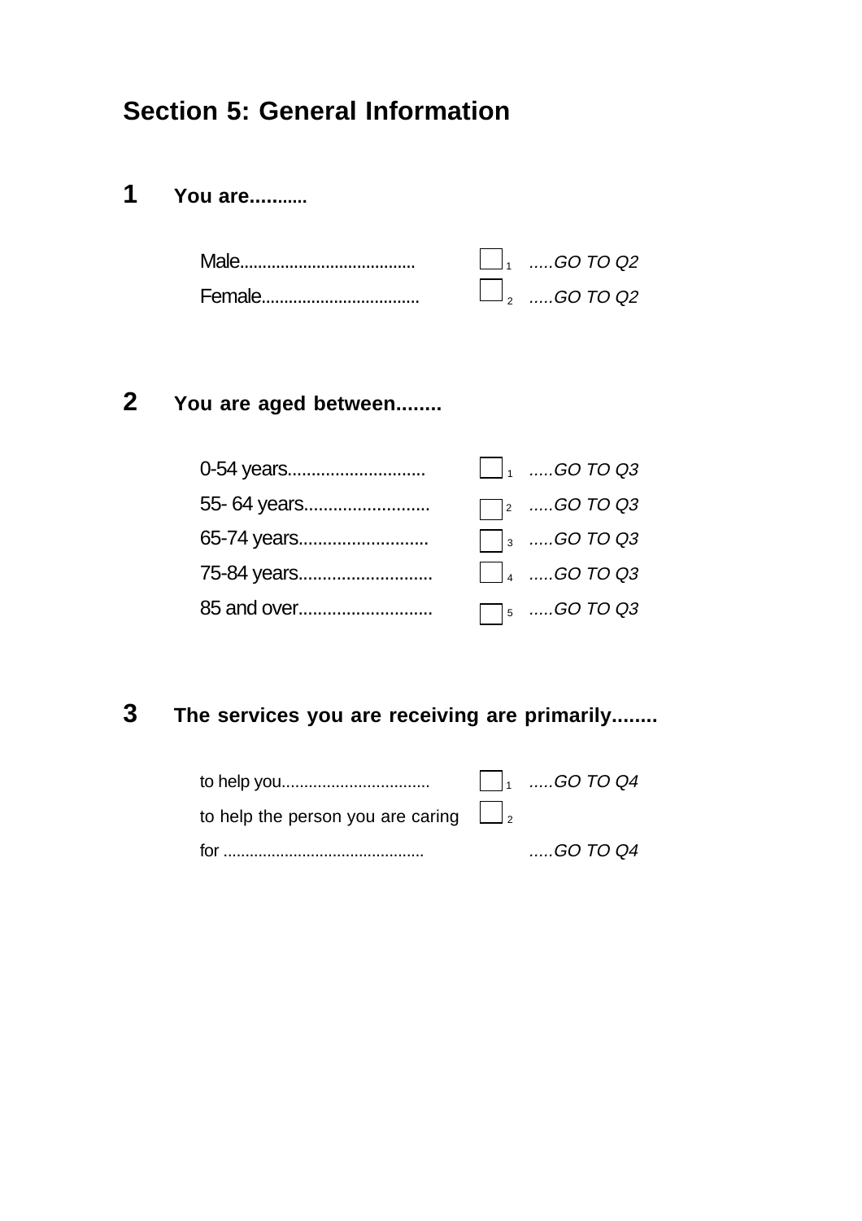## Section 5: General Information

**1 You are...........**

| | | | |
|---|---|---|---|
| Male...................................... | ☐ | 1 | *.....GO TO Q2* |
| Female.................................. | ☐ | 2 | *.....GO TO Q2* |

**2 You are aged between........**

| | | | |
|---|---|---|---|
| 0-54 years............................ | ☐ | 1 | *.....GO TO Q3* |
| 55- 64 years......................... | ☐ | 2 | *.....GO TO Q3* |
| 65-74 years.......................... | ☐ | 3 | *.....GO TO Q3* |
| 75-84 years........................... | ☐ | 4 | *.....GO TO Q3* |
| 85 and over........................... | ☐ | 5 | *.....GO TO Q3* |

**3 The services you are receiving are primarily........**

| | | | |
|---|---|---|---|
| to help you................................ | ☐ | 1 | *.....GO TO Q4* |
| to help the person you are caring for ............................................. | ☐ | 2 | *.....GO TO Q4* |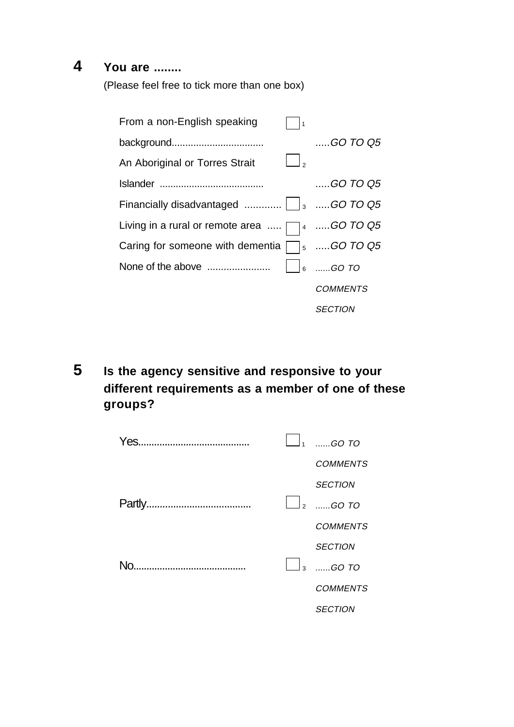## 4 **You are ........**

(Please feel free to tick more than one box)

- From a non-English speaking background.................................. ☐ 1 *.....GO TO Q5*
- An Aboriginal or Torres Strait Islander ....................................... ☐ 2 *.....GO TO Q5*
- Financially disadvantaged ............. ☐ 3 *.....GO TO Q5*
- Living in a rural or remote area ..... ☐ 4 *.....GO TO Q5*
- Caring for someone with dementia ☐ 5 *.....GO TO Q5*
- None of the above ....................... ☐ 6 *......GO TO COMMENTS SECTION*

## 5 **Is the agency sensitive and responsive to your different requirements as a member of one of these groups?**

- Yes.......................................... ☐ 1 *......GO TO COMMENTS SECTION*
- Partly....................................... ☐ 2 *......GO TO COMMENTS SECTION*
- No........................................... ☐ 3 *......GO TO COMMENTS SECTION*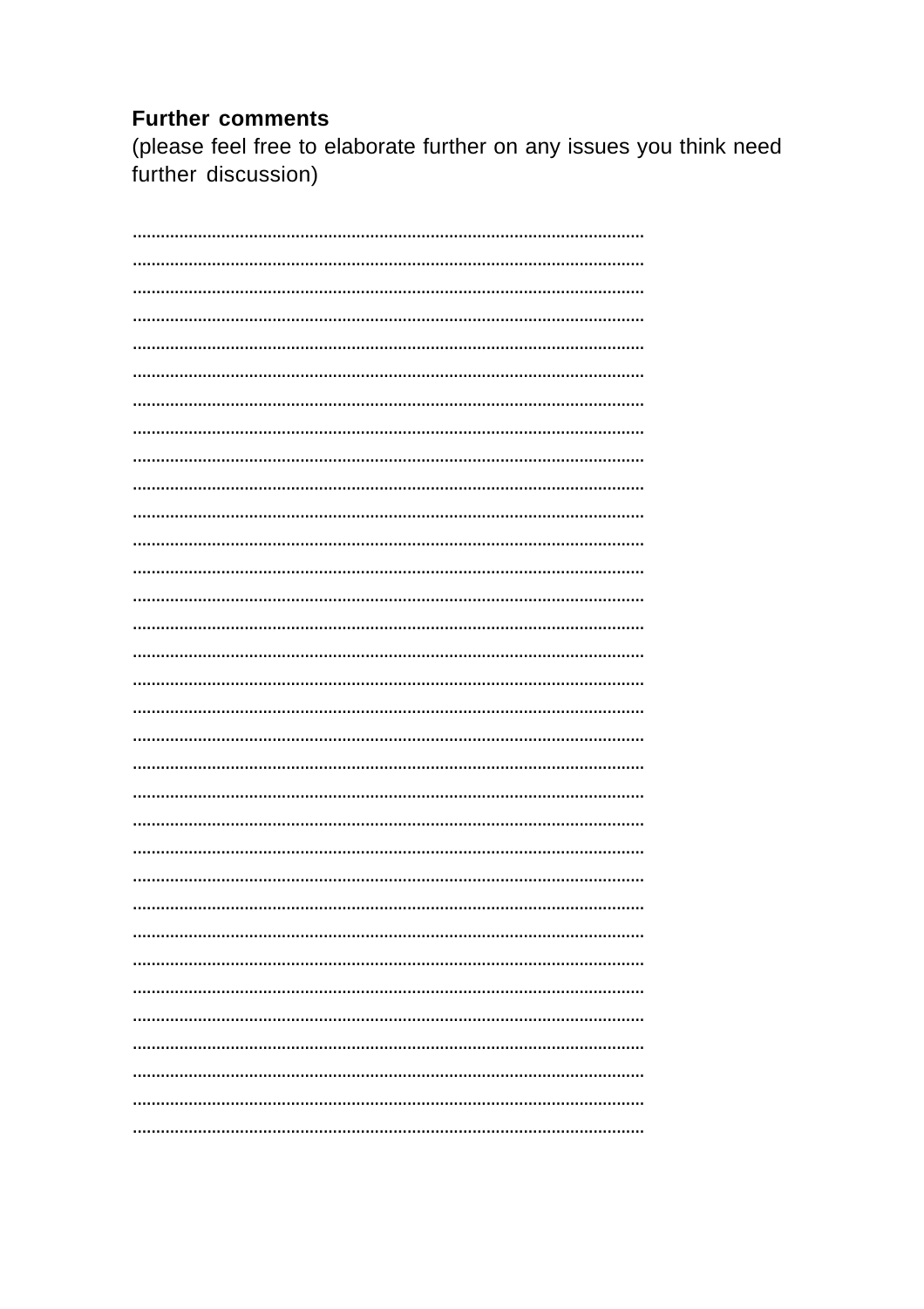**Further comments**

(please feel free to elaborate further on any issues you think need further discussion)

...........................................................................................................

...........................................................................................................

...........................................................................................................

...........................................................................................................

...........................................................................................................

...........................................................................................................

...........................................................................................................

...........................................................................................................

...........................................................................................................

...........................................................................................................

...........................................................................................................

...........................................................................................................

...........................................................................................................

...........................................................................................................

...........................................................................................................

...........................................................................................................

...........................................................................................................

...........................................................................................................

...........................................................................................................

...........................................................................................................

...........................................................................................................

...........................................................................................................

...........................................................................................................

...........................................................................................................

...........................................................................................................

...........................................................................................................

...........................................................................................................

...........................................................................................................

...........................................................................................................

...........................................................................................................

...........................................................................................................

...........................................................................................................

...........................................................................................................